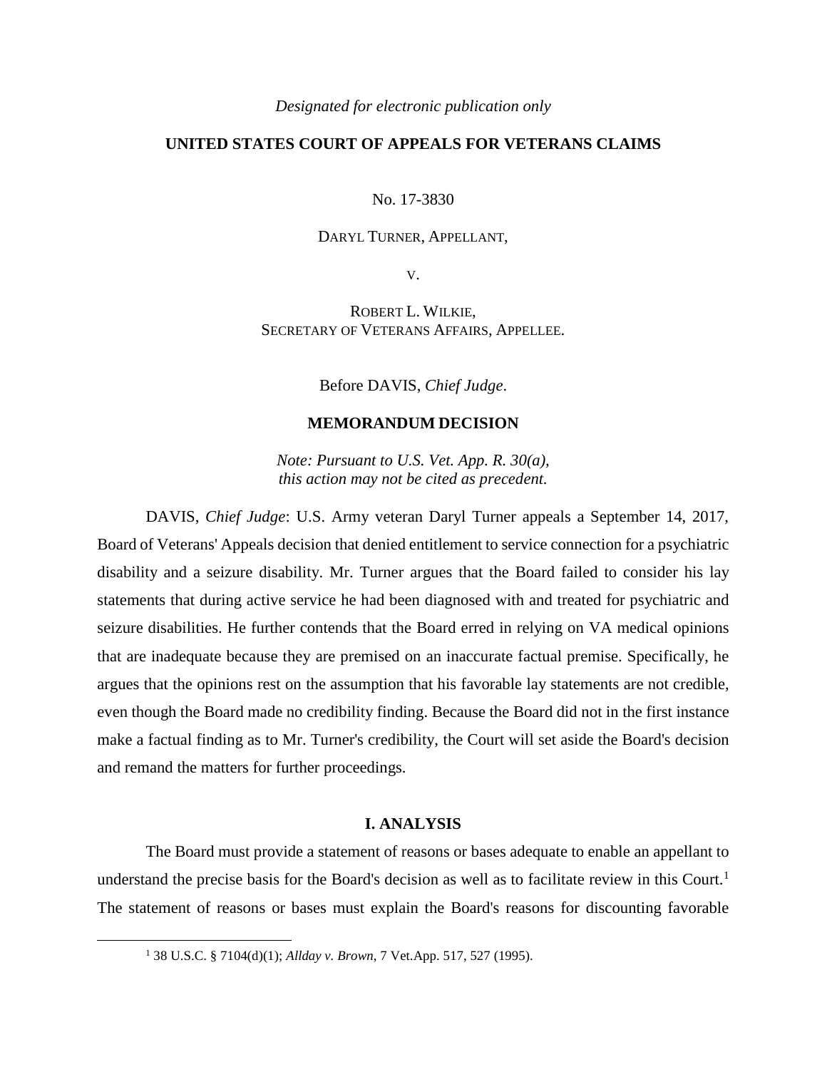*Designated for electronic publication only*

**UNITED STATES COURT OF APPEALS FOR VETERANS CLAIMS**

No. 17-3830

DARYL TURNER, APPELLANT,

V.

ROBERT L. WILKIE,
SECRETARY OF VETERANS AFFAIRS, APPELLEE.

Before DAVIS, *Chief Judge*.

**MEMORANDUM DECISION**

*Note: Pursuant to U.S. Vet. App. R. 30(a), this action may not be cited as precedent.*

DAVIS, *Chief Judge*: U.S. Army veteran Daryl Turner appeals a September 14, 2017, Board of Veterans' Appeals decision that denied entitlement to service connection for a psychiatric disability and a seizure disability. Mr. Turner argues that the Board failed to consider his lay statements that during active service he had been diagnosed with and treated for psychiatric and seizure disabilities. He further contends that the Board erred in relying on VA medical opinions that are inadequate because they are premised on an inaccurate factual premise. Specifically, he argues that the opinions rest on the assumption that his favorable lay statements are not credible, even though the Board made no credibility finding. Because the Board did not in the first instance make a factual finding as to Mr. Turner's credibility, the Court will set aside the Board's decision and remand the matters for further proceedings.

## I. ANALYSIS

The Board must provide a statement of reasons or bases adequate to enable an appellant to understand the precise basis for the Board's decision as well as to facilitate review in this Court.[1] The statement of reasons or bases must explain the Board's reasons for discounting favorable

[1] 38 U.S.C. § 7104(d)(1); *Allday v. Brown*, 7 Vet.App. 517, 527 (1995).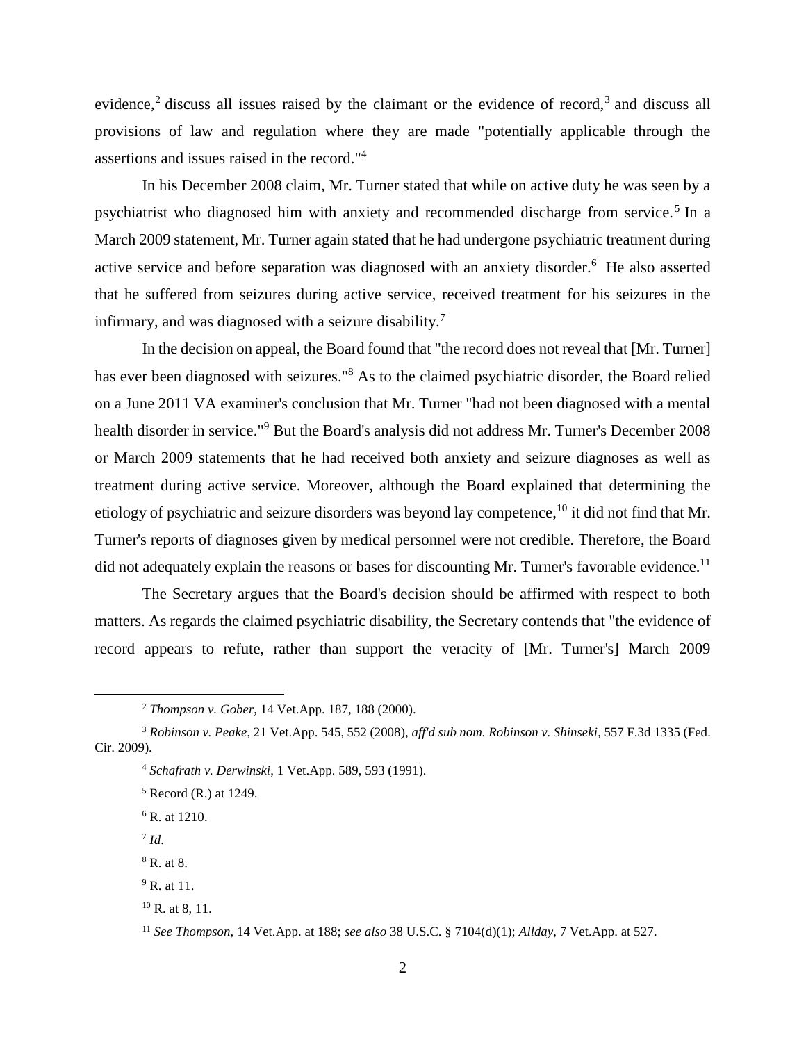evidence,[2] discuss all issues raised by the claimant or the evidence of record,[3] and discuss all provisions of law and regulation where they are made "potentially applicable through the assertions and issues raised in the record."[4]

In his December 2008 claim, Mr. Turner stated that while on active duty he was seen by a psychiatrist who diagnosed him with anxiety and recommended discharge from service.[5] In a March 2009 statement, Mr. Turner again stated that he had undergone psychiatric treatment during active service and before separation was diagnosed with an anxiety disorder.[6] He also asserted that he suffered from seizures during active service, received treatment for his seizures in the infirmary, and was diagnosed with a seizure disability.[7]

In the decision on appeal, the Board found that "the record does not reveal that [Mr. Turner] has ever been diagnosed with seizures."[8] As to the claimed psychiatric disorder, the Board relied on a June 2011 VA examiner's conclusion that Mr. Turner "had not been diagnosed with a mental health disorder in service."[9] But the Board's analysis did not address Mr. Turner's December 2008 or March 2009 statements that he had received both anxiety and seizure diagnoses as well as treatment during active service. Moreover, although the Board explained that determining the etiology of psychiatric and seizure disorders was beyond lay competence,[10] it did not find that Mr. Turner's reports of diagnoses given by medical personnel were not credible. Therefore, the Board did not adequately explain the reasons or bases for discounting Mr. Turner's favorable evidence.[11]

The Secretary argues that the Board's decision should be affirmed with respect to both matters. As regards the claimed psychiatric disability, the Secretary contends that "the evidence of record appears to refute, rather than support the veracity of [Mr. Turner's] March 2009

---

[2] *Thompson v. Gober*, 14 Vet.App. 187, 188 (2000).

[3] *Robinson v. Peake*, 21 Vet.App. 545, 552 (2008), *aff'd sub nom. Robinson v. Shinseki*, 557 F.3d 1335 (Fed. Cir. 2009).

[4] *Schafrath v. Derwinski*, 1 Vet.App. 589, 593 (1991).

[5] Record (R.) at 1249.

[6] R. at 1210.

[7] *Id*.

[8] R. at 8.

[9] R. at 11.

[10] R. at 8, 11.

[11] *See Thompson*, 14 Vet.App. at 188; *see also* 38 U.S.C. § 7104(d)(1); *Allday*, 7 Vet.App. at 527.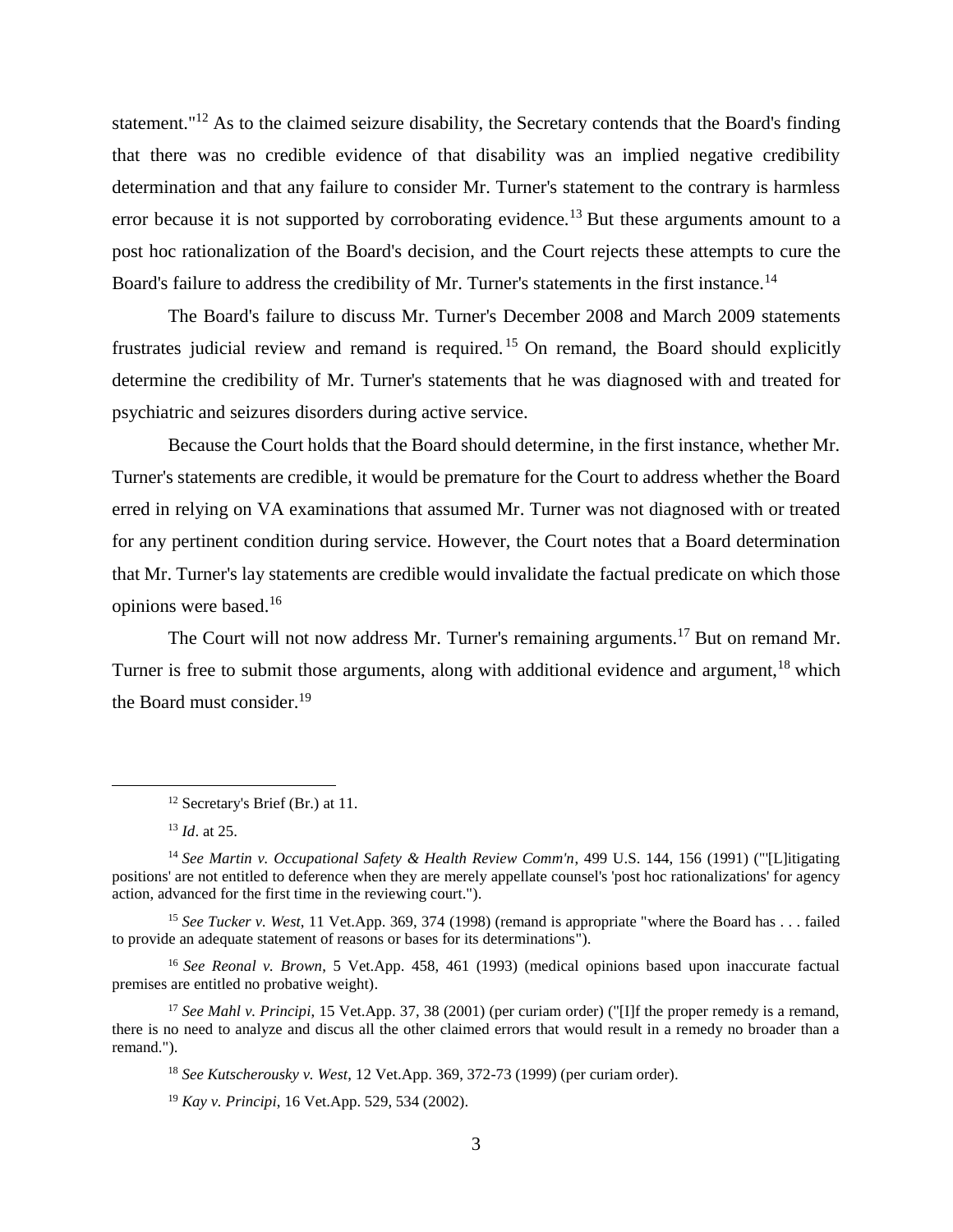statement."[12] As to the claimed seizure disability, the Secretary contends that the Board's finding that there was no credible evidence of that disability was an implied negative credibility determination and that any failure to consider Mr. Turner's statement to the contrary is harmless error because it is not supported by corroborating evidence.[13] But these arguments amount to a post hoc rationalization of the Board's decision, and the Court rejects these attempts to cure the Board's failure to address the credibility of Mr. Turner's statements in the first instance.[14]

The Board's failure to discuss Mr. Turner's December 2008 and March 2009 statements frustrates judicial review and remand is required.[15] On remand, the Board should explicitly determine the credibility of Mr. Turner's statements that he was diagnosed with and treated for psychiatric and seizures disorders during active service.

Because the Court holds that the Board should determine, in the first instance, whether Mr. Turner's statements are credible, it would be premature for the Court to address whether the Board erred in relying on VA examinations that assumed Mr. Turner was not diagnosed with or treated for any pertinent condition during service. However, the Court notes that a Board determination that Mr. Turner's lay statements are credible would invalidate the factual predicate on which those opinions were based.[16]

The Court will not now address Mr. Turner's remaining arguments.[17] But on remand Mr. Turner is free to submit those arguments, along with additional evidence and argument,[18] which the Board must consider.[19]

---

[12] Secretary's Brief (Br.) at 11.

[13] *Id*. at 25.

[14] *See Martin v. Occupational Safety & Health Review Comm'n*, 499 U.S. 144, 156 (1991) ("'[L]itigating positions' are not entitled to deference when they are merely appellate counsel's 'post hoc rationalizations' for agency action, advanced for the first time in the reviewing court.").

[15] *See Tucker v. West*, 11 Vet.App. 369, 374 (1998) (remand is appropriate "where the Board has . . . failed to provide an adequate statement of reasons or bases for its determinations").

[16] *See Reonal v. Brown*, 5 Vet.App. 458, 461 (1993) (medical opinions based upon inaccurate factual premises are entitled no probative weight).

[17] *See Mahl v. Principi*, 15 Vet.App. 37, 38 (2001) (per curiam order) ("[I]f the proper remedy is a remand, there is no need to analyze and discus all the other claimed errors that would result in a remedy no broader than a remand.").

[18] *See Kutscherousky v. West*, 12 Vet.App. 369, 372-73 (1999) (per curiam order).

[19] *Kay v. Principi*, 16 Vet.App. 529, 534 (2002).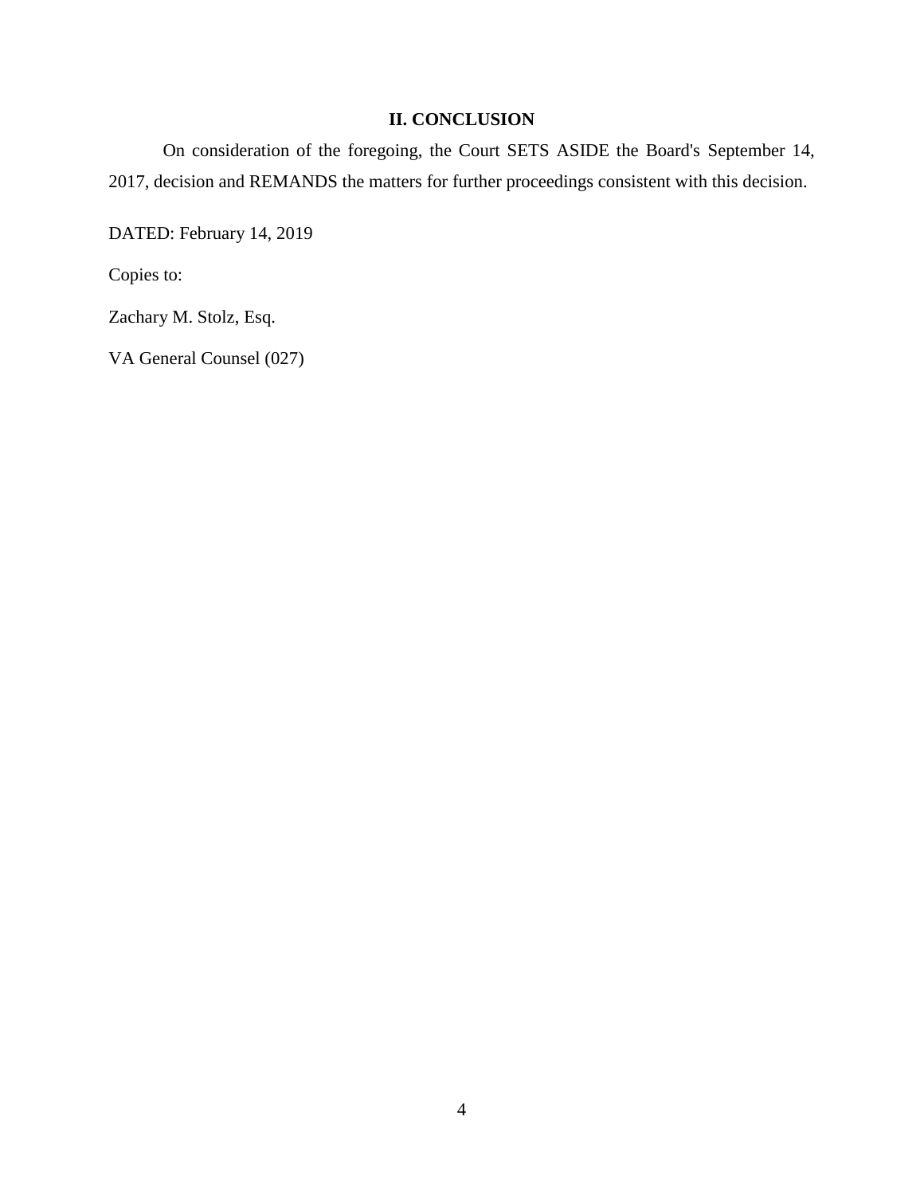## II. CONCLUSION

On consideration of the foregoing, the Court SETS ASIDE the Board's September 14, 2017, decision and REMANDS the matters for further proceedings consistent with this decision.

DATED: February 14, 2019

Copies to:

Zachary M. Stolz, Esq.

VA General Counsel (027)